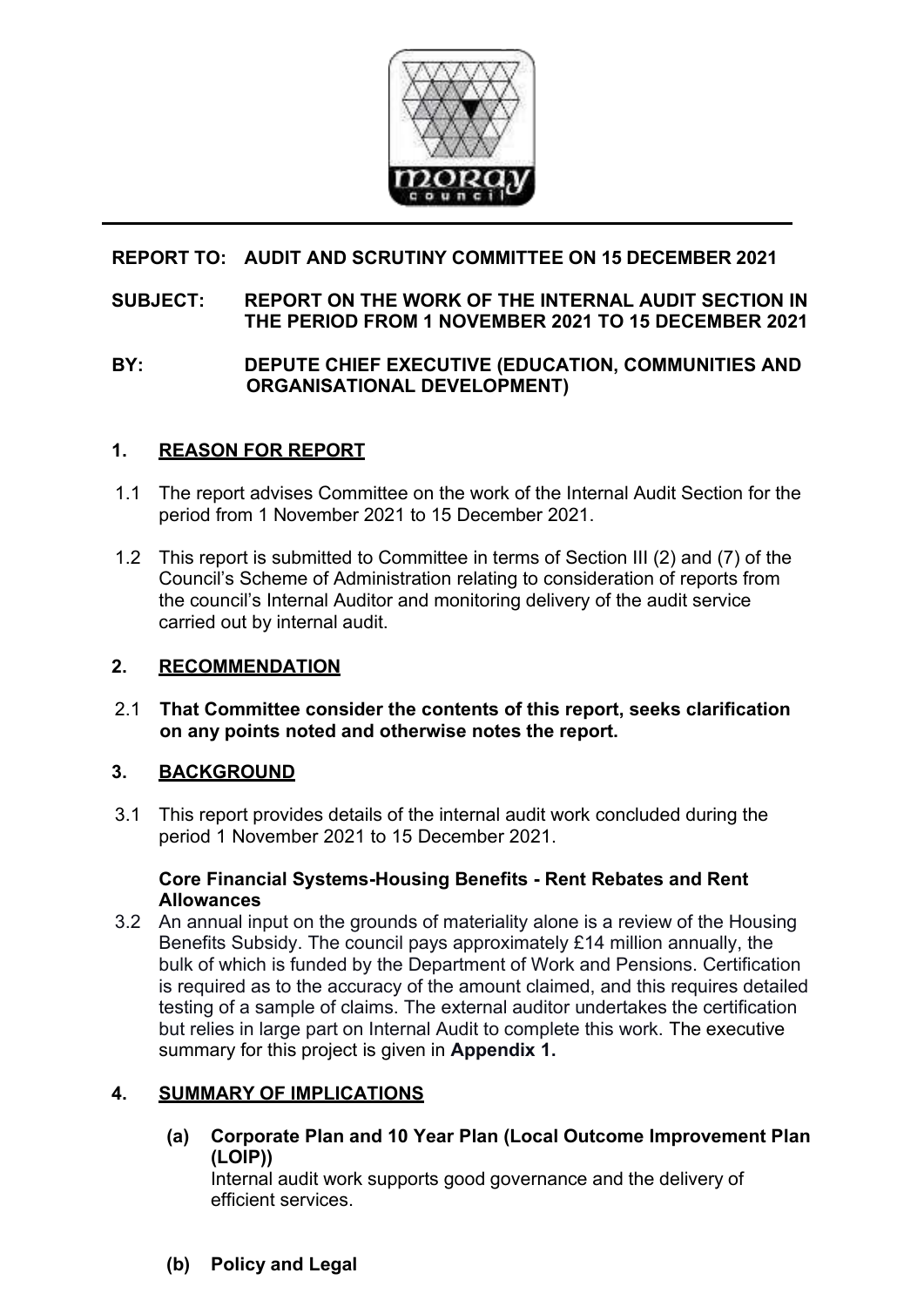**REPORT TO: AUDIT AND SCRUTINY COMMITTEE ON 15 DECEMBER 2021**

**SUBJECT: REPORT ON THE WORK OF THE INTERNAL AUDIT SECTION IN THE PERIOD FROM 1 NOVEMBER 2021 TO 15 DECEMBER 2021**

**BY: DEPUTE CHIEF EXECUTIVE (EDUCATION, COMMUNITIES AND ORGANISATIONAL DEVELOPMENT)**

## 1. REASON FOR REPORT

1.1 The report advises Committee on the work of the Internal Audit Section for the period from 1 November 2021 to 15 December 2021.

1.2 This report is submitted to Committee in terms of Section III (2) and (7) of the Council's Scheme of Administration relating to consideration of reports from the council's Internal Auditor and monitoring delivery of the audit service carried out by internal audit.

## 2. RECOMMENDATION

2.1 **That Committee consider the contents of this report, seeks clarification on any points noted and otherwise notes the report.**

## 3. BACKGROUND

3.1 This report provides details of the internal audit work concluded during the period 1 November 2021 to 15 December 2021.

**Core Financial Systems-Housing Benefits - Rent Rebates and Rent Allowances**

3.2 An annual input on the grounds of materiality alone is a review of the Housing Benefits Subsidy. The council pays approximately £14 million annually, the bulk of which is funded by the Department of Work and Pensions. Certification is required as to the accuracy of the amount claimed, and this requires detailed testing of a sample of claims. The external auditor undertakes the certification but relies in large part on Internal Audit to complete this work. The executive summary for this project is given in **Appendix 1.**

## 4. SUMMARY OF IMPLICATIONS

**(a) Corporate Plan and 10 Year Plan (Local Outcome Improvement Plan (LOIP))**

Internal audit work supports good governance and the delivery of efficient services.

**(b) Policy and Legal**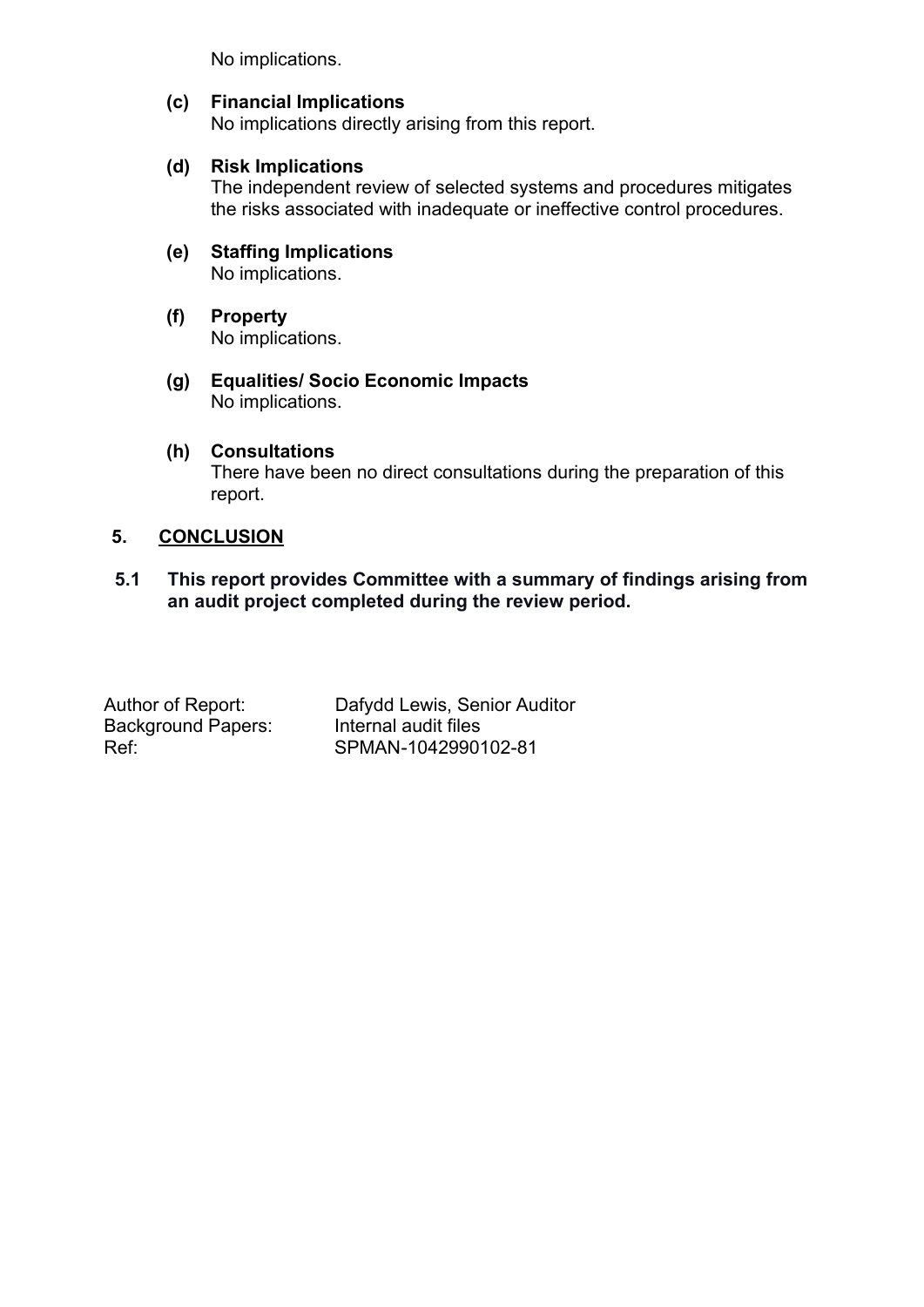No implications.

**(c) Financial Implications**
No implications directly arising from this report.

**(d) Risk Implications**
The independent review of selected systems and procedures mitigates the risks associated with inadequate or ineffective control procedures.

**(e) Staffing Implications**
No implications.

**(f) Property**
No implications.

**(g) Equalities/ Socio Economic Impacts**
No implications.

**(h) Consultations**
There have been no direct consultations during the preparation of this report.

## 5. CONCLUSION

**5.1 This report provides Committee with a summary of findings arising from an audit project completed during the review period.**

| | |
|---|---|
| Author of Report: | Dafydd Lewis, Senior Auditor |
| Background Papers: | Internal audit files |
| Ref: | SPMAN-1042990102-81 |